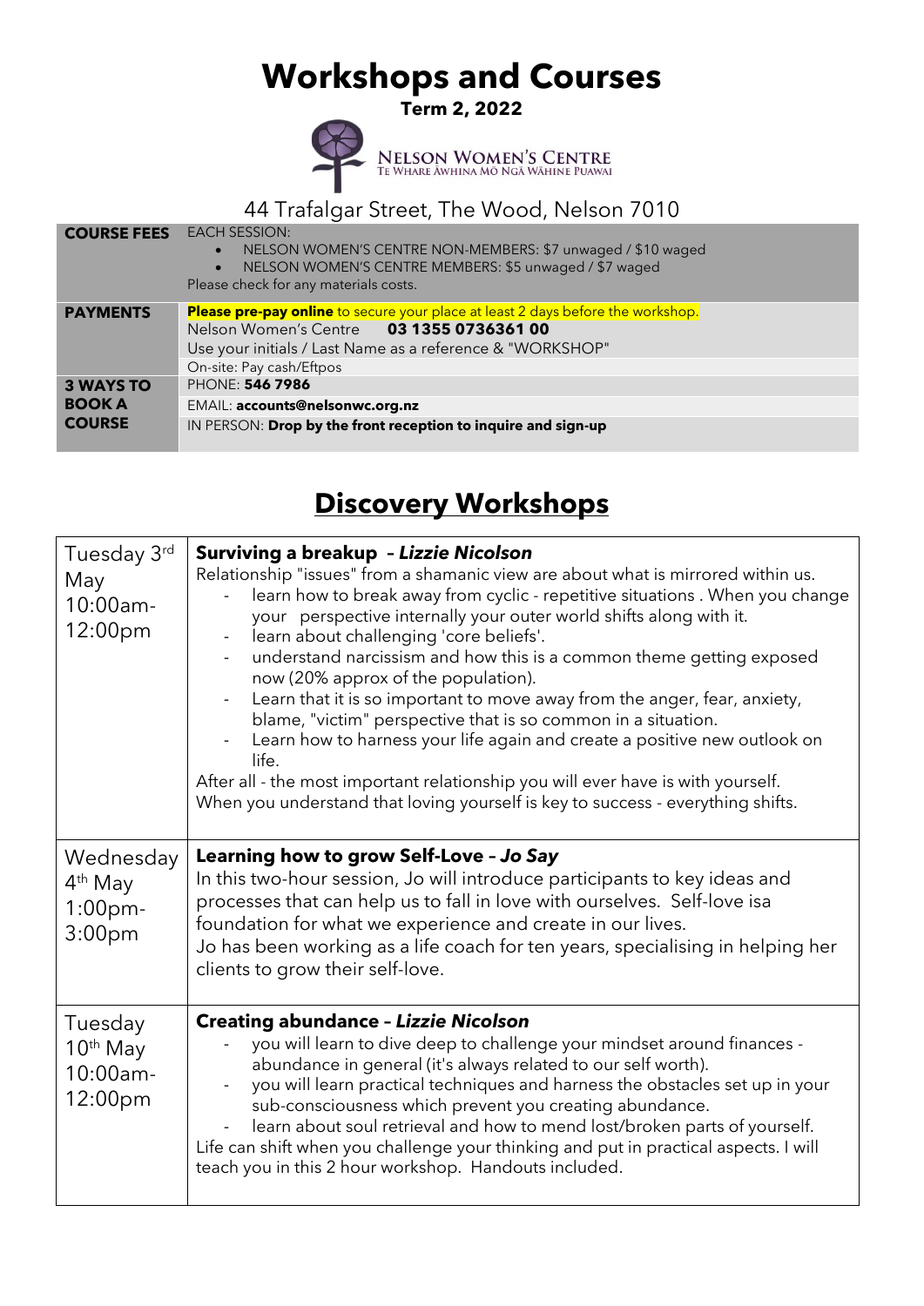# Workshops and Courses

**Term 2, 2022**

NELSON WOMEN'S CENTRE
TE WHARE AWHINA MŌ NGĀ WĀHINE PUAWAI

44 Trafalgar Street, The Wood, Nelson 7010

| | |
|---|---|
| **COURSE FEES** | EACH SESSION:<br>• NELSON WOMEN'S CENTRE NON-MEMBERS: $7 unwaged / $10 waged<br>• NELSON WOMEN'S CENTRE MEMBERS: $5 unwaged / $7 waged<br>Please check for any materials costs. |
| **PAYMENTS** | **Please pre-pay online** to secure your place at least 2 days before the workshop.<br>Nelson Women's Centre **03 1355 0736361 00**<br>Use your initials / Last Name as a reference & "WORKSHOP"<br>On-site: Pay cash/Eftpos |
| **3 WAYS TO BOOK A COURSE** | PHONE: **546 7986**<br>EMAIL: **accounts@nelsonwc.org.nz**<br>IN PERSON: **Drop by the front reception to inquire and sign-up** |

## Discovery Workshops

| | |
|---|---|
| Tuesday 3rd May 10:00am-12:00pm | **Surviving a breakup - *Lizzie Nicolson***<br>Relationship "issues" from a shamanic view are about what is mirrored within us.<br>- learn how to break away from cyclic - repetitive situations . When you change your perspective internally your outer world shifts along with it.<br>- learn about challenging 'core beliefs'.<br>- understand narcissism and how this is a common theme getting exposed now (20% approx of the population).<br>- Learn that it is so important to move away from the anger, fear, anxiety, blame, "victim" perspective that is so common in a situation.<br>- Learn how to harness your life again and create a positive new outlook on life.<br>After all - the most important relationship you will ever have is with yourself. When you understand that loving yourself is key to success - everything shifts. |
| Wednesday 4th May 1:00pm-3:00pm | **Learning how to grow Self-Love – *Jo Say***<br>In this two-hour session, Jo will introduce participants to key ideas and processes that can help us to fall in love with ourselves. Self-love isa foundation for what we experience and create in our lives.<br>Jo has been working as a life coach for ten years, specialising in helping her clients to grow their self-love. |
| Tuesday 10th May 10:00am-12:00pm | **Creating abundance - *Lizzie Nicolson***<br>- you will learn to dive deep to challenge your mindset around finances - abundance in general (it's always related to our self worth).<br>- you will learn practical techniques and harness the obstacles set up in your sub-consciousness which prevent you creating abundance.<br>- learn about soul retrieval and how to mend lost/broken parts of yourself.<br>Life can shift when you challenge your thinking and put in practical aspects. I will teach you in this 2 hour workshop. Handouts included. |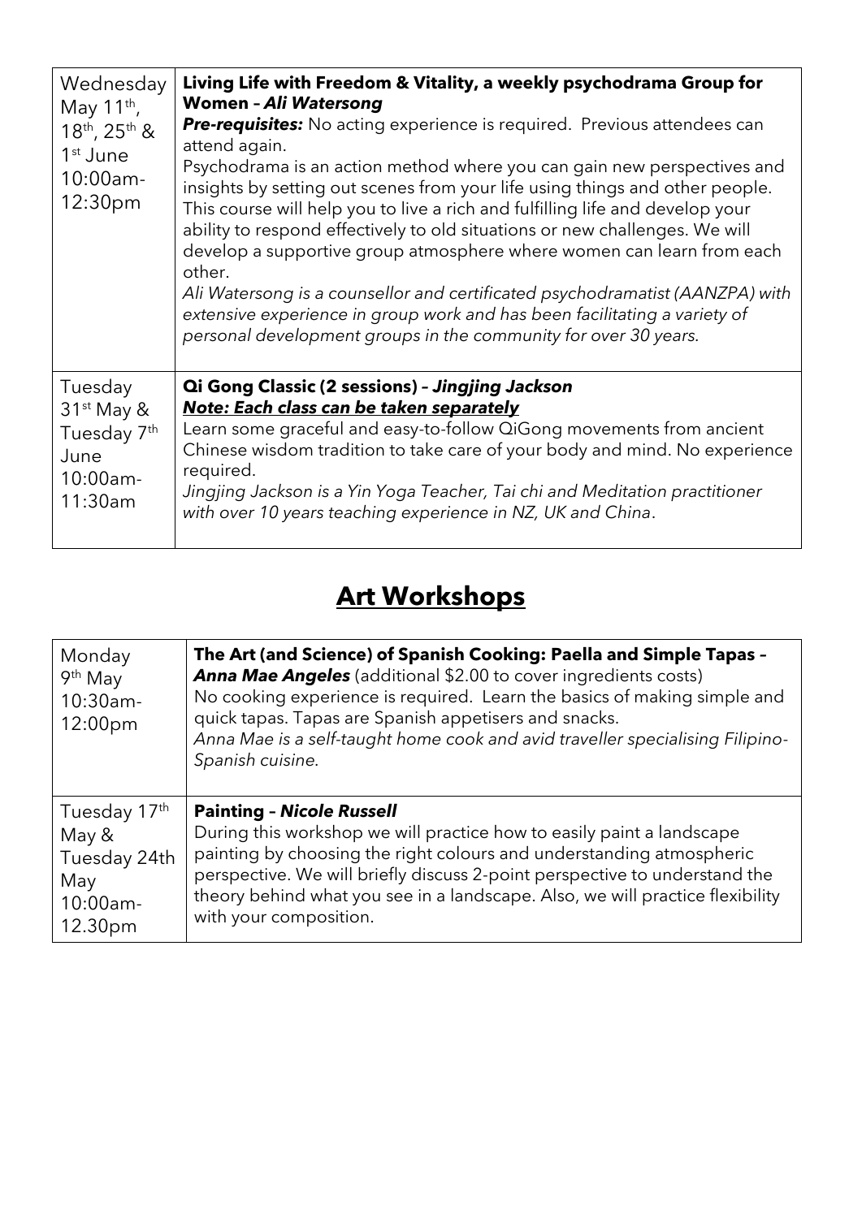| | |
|---|---|
| Wednesday May 11th, 18th, 25th & 1st June 10:00am-12:30pm | **Living Life with Freedom & Vitality, a weekly psychodrama Group for Women – *Ali Watersong***<br>***Pre-requisites:*** No acting experience is required. Previous attendees can attend again.<br>Psychodrama is an action method where you can gain new perspectives and insights by setting out scenes from your life using things and other people. This course will help you to live a rich and fulfilling life and develop your ability to respond effectively to old situations or new challenges. We will develop a supportive group atmosphere where women can learn from each other.<br>*Ali Watersong is a counsellor and certificated psychodramatist (AANZPA) with extensive experience in group work and has been facilitating a variety of personal development groups in the community for over 30 years.* |
| Tuesday 31st May & Tuesday 7th June 10:00am-11:30am | **Qi Gong Classic (2 sessions) – *Jingjing Jackson***<br>***<u>Note: Each class can be taken separately</u>***<br>Learn some graceful and easy-to-follow QiGong movements from ancient Chinese wisdom tradition to take care of your body and mind. No experience required.<br>*Jingjing Jackson is a Yin Yoga Teacher, Tai chi and Meditation practitioner with over 10 years teaching experience in NZ, UK and China*. |

## <u>Art Workshops</u>

| | |
|---|---|
| Monday 9th May 10:30am-12:00pm | **The Art (and Science) of Spanish Cooking: Paella and Simple Tapas – *Anna Mae Angeles*** (additional $2.00 to cover ingredients costs)<br>No cooking experience is required. Learn the basics of making simple and quick tapas. Tapas are Spanish appetisers and snacks.<br>*Anna Mae is a self-taught home cook and avid traveller specialising Filipino-Spanish cuisine.* |
| Tuesday 17th May & Tuesday 24th May 10:00am-12.30pm | **Painting – *Nicole Russell***<br>During this workshop we will practice how to easily paint a landscape painting by choosing the right colours and understanding atmospheric perspective. We will briefly discuss 2-point perspective to understand the theory behind what you see in a landscape. Also, we will practice flexibility with your composition. |